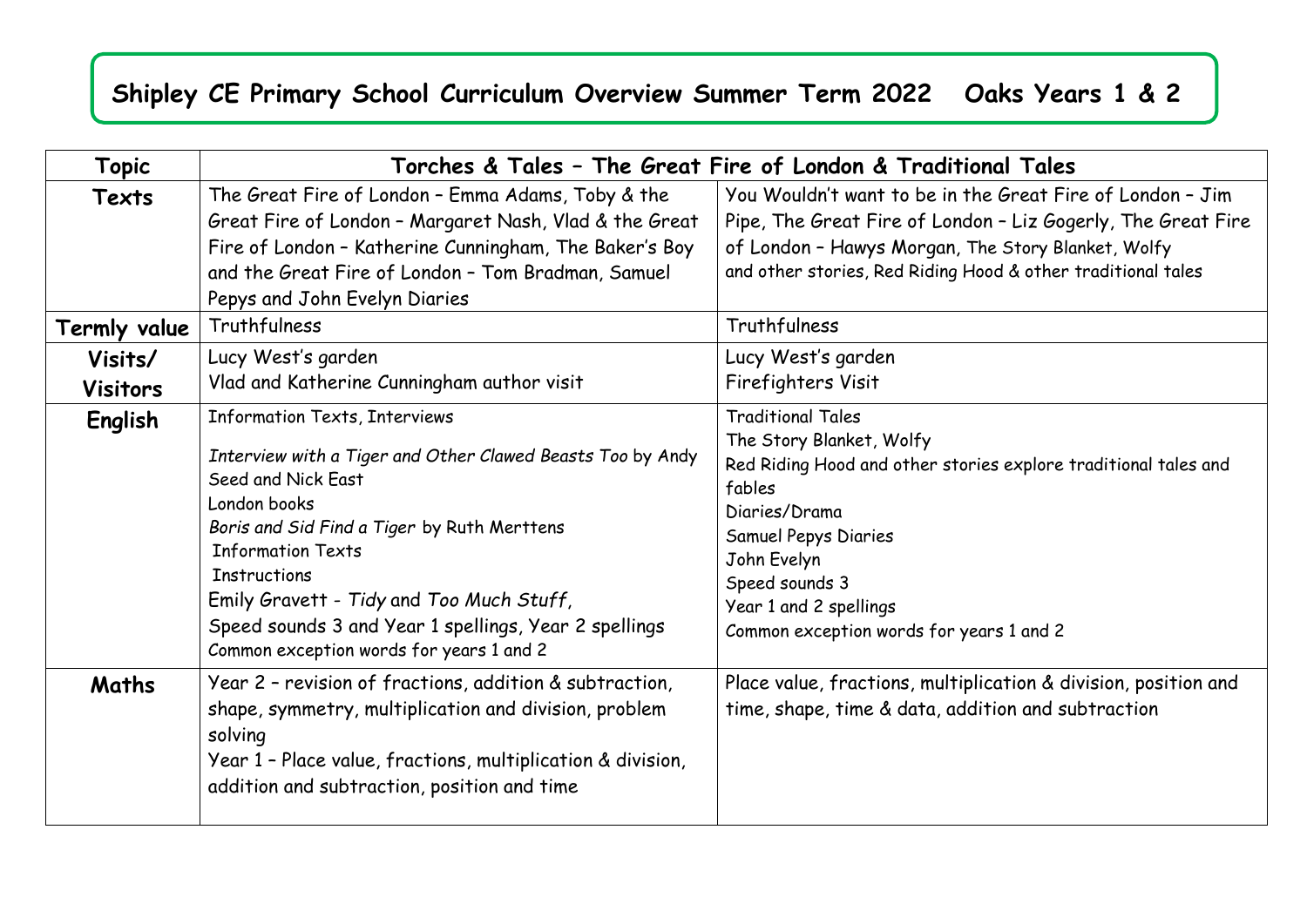# Shipley CE Primary School Curriculum Overview Summer Term 2022 Oaks Years 1 & 2

| Topic | Torches & Tales – The Great Fire of London & Traditional Tales | |
|---|---|---|
| **Texts** | The Great Fire of London – Emma Adams, Toby & the Great Fire of London – Margaret Nash, Vlad & the Great Fire of London – Katherine Cunningham, The Baker's Boy and the Great Fire of London – Tom Bradman, Samuel Pepys and John Evelyn Diaries | You Wouldn't want to be in the Great Fire of London – Jim Pipe, The Great Fire of London – Liz Gogerly, The Great Fire of London – Hawys Morgan, The Story Blanket, Wolfy and other stories, Red Riding Hood & other traditional tales |
| **Termly value** | Truthfulness | Truthfulness |
| **Visits/ Visitors** | Lucy West's garden<br>Vlad and Katherine Cunningham author visit | Lucy West's garden<br>Firefighters Visit |
| **English** | Information Texts, Interviews<br>*Interview with a Tiger and Other Clawed Beasts Too* by Andy Seed and Nick East<br>London books<br>*Boris and Sid Find a Tiger* by Ruth Merttens<br>Information Texts<br>Instructions<br>Emily Gravett - *Tidy* and *Too Much Stuff*,<br>Speed sounds 3 and Year 1 spellings, Year 2 spellings<br>Common exception words for years 1 and 2 | Traditional Tales<br>The Story Blanket, Wolfy<br>Red Riding Hood and other stories explore traditional tales and fables<br>Diaries/Drama<br>Samuel Pepys Diaries<br>John Evelyn<br>Speed sounds 3<br>Year 1 and 2 spellings<br>Common exception words for years 1 and 2 |
| **Maths** | Year 2 – revision of fractions, addition & subtraction, shape, symmetry, multiplication and division, problem solving<br>Year 1 – Place value, fractions, multiplication & division, addition and subtraction, position and time | Place value, fractions, multiplication & division, position and time, shape, time & data, addition and subtraction |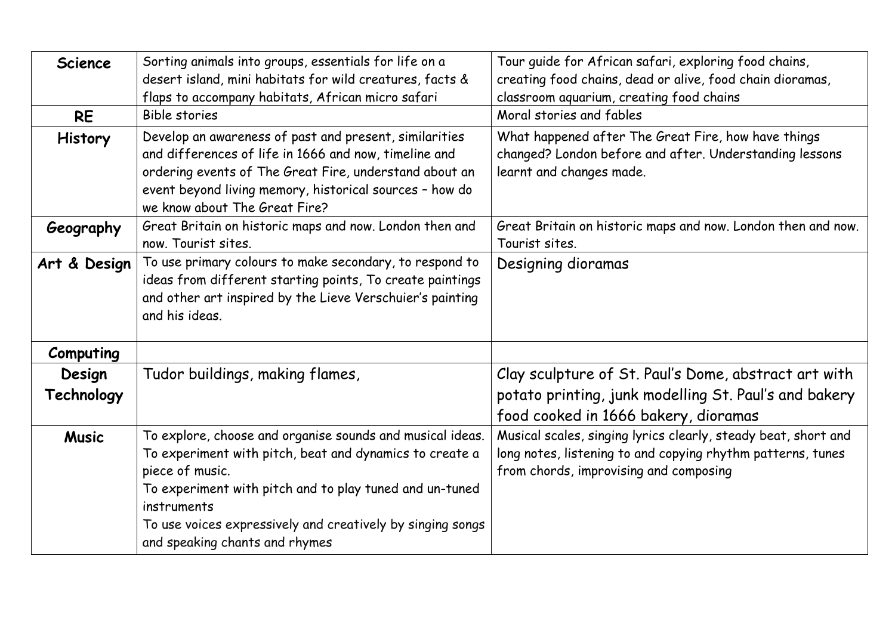| **Science** | Sorting animals into groups, essentials for life on a desert island, mini habitats for wild creatures, facts & flaps to accompany habitats, African micro safari | Tour guide for African safari, exploring food chains, creating food chains, dead or alive, food chain dioramas, classroom aquarium, creating food chains |
|---|---|---|
| **RE** | Bible stories | Moral stories and fables |
| **History** | Develop an awareness of past and present, similarities and differences of life in 1666 and now, timeline and ordering events of The Great Fire, understand about an event beyond living memory, historical sources – how do we know about The Great Fire? | What happened after The Great Fire, how have things changed? London before and after. Understanding lessons learnt and changes made. |
| **Geography** | Great Britain on historic maps and now. London then and now. Tourist sites. | Great Britain on historic maps and now. London then and now. Tourist sites. |
| **Art & Design** | To use primary colours to make secondary, to respond to ideas from different starting points, To create paintings and other art inspired by the Lieve Verschuier's painting and his ideas. | Designing dioramas |
| **Computing** | | |
| **Design Technology** | Tudor buildings, making flames, | Clay sculpture of St. Paul's Dome, abstract art with potato printing, junk modelling St. Paul's and bakery food cooked in 1666 bakery, dioramas |
| **Music** | To explore, choose and organise sounds and musical ideas. To experiment with pitch, beat and dynamics to create a piece of music. To experiment with pitch and to play tuned and un-tuned instruments To use voices expressively and creatively by singing songs and speaking chants and rhymes | Musical scales, singing lyrics clearly, steady beat, short and long notes, listening to and copying rhythm patterns, tunes from chords, improvising and composing |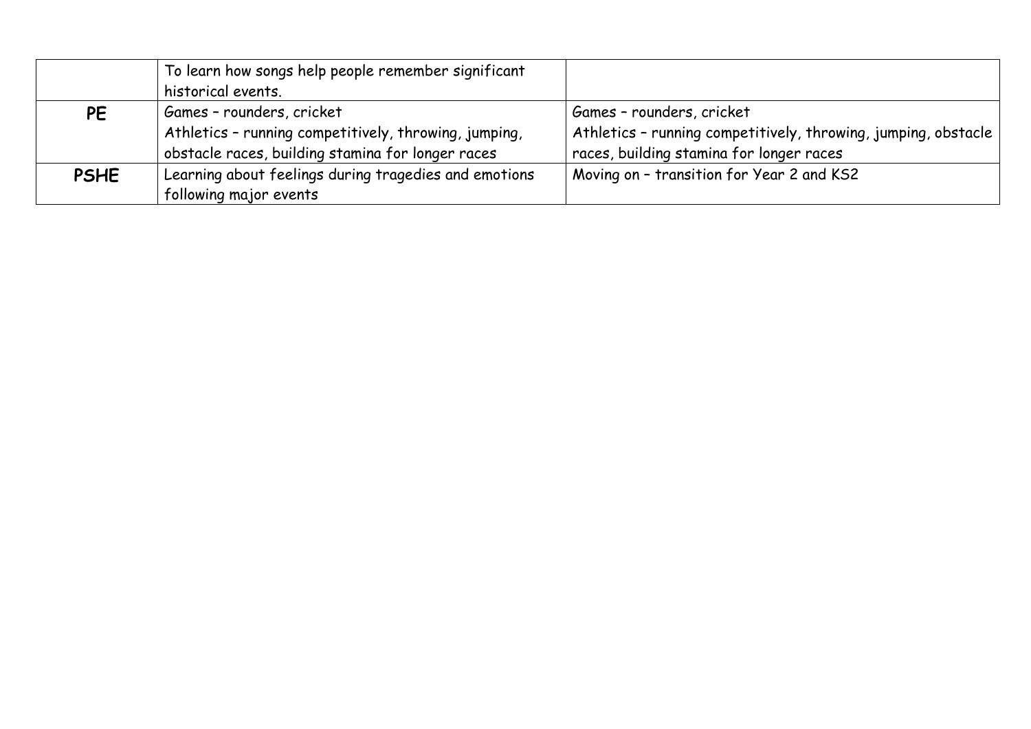| | | |
|---|---|---|
| | To learn how songs help people remember significant historical events. | |
| **PE** | Games – rounders, cricket<br>Athletics – running competitively, throwing, jumping, obstacle races, building stamina for longer races | Games – rounders, cricket<br>Athletics – running competitively, throwing, jumping, obstacle races, building stamina for longer races |
| **PSHE** | Learning about feelings during tragedies and emotions following major events | Moving on – transition for Year 2 and KS2 |